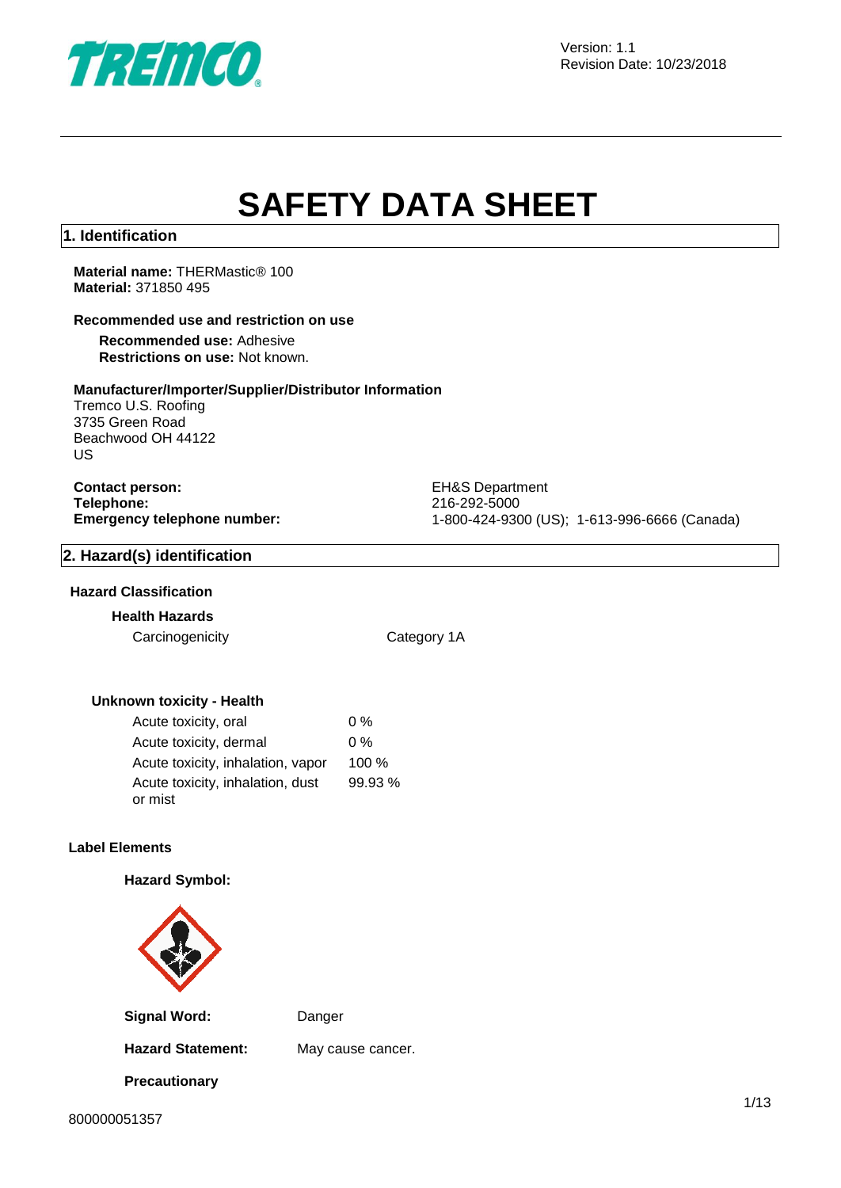Version: 1.1
Revision Date: 10/23/2018

# SAFETY DATA SHEET

## 1. Identification

**Material name:** THERMastic® 100
**Material:** 371850 495

**Recommended use and restriction on use**

**Recommended use:** Adhesive
**Restrictions on use:** Not known.

**Manufacturer/Importer/Supplier/Distributor Information**

Tremco U.S. Roofing
3735 Green Road
Beachwood OH 44122
US

| | |
|---|---|
| **Contact person:** | EH&S Department |
| **Telephone:** | 216-292-5000 |
| **Emergency telephone number:** | 1-800-424-9300 (US); 1-613-996-6666 (Canada) |

## 2. Hazard(s) identification

**Hazard Classification**

**Health Hazards**

| | |
|---|---|
| Carcinogenicity | Category 1A |

**Unknown toxicity - Health**

| | |
|---|---|
| Acute toxicity, oral | 0 % |
| Acute toxicity, dermal | 0 % |
| Acute toxicity, inhalation, vapor | 100 % |
| Acute toxicity, inhalation, dust or mist | 99.93 % |

**Label Elements**

**Hazard Symbol:**

**Signal Word:** Danger

**Hazard Statement:** May cause cancer.

**Precautionary**

800000051357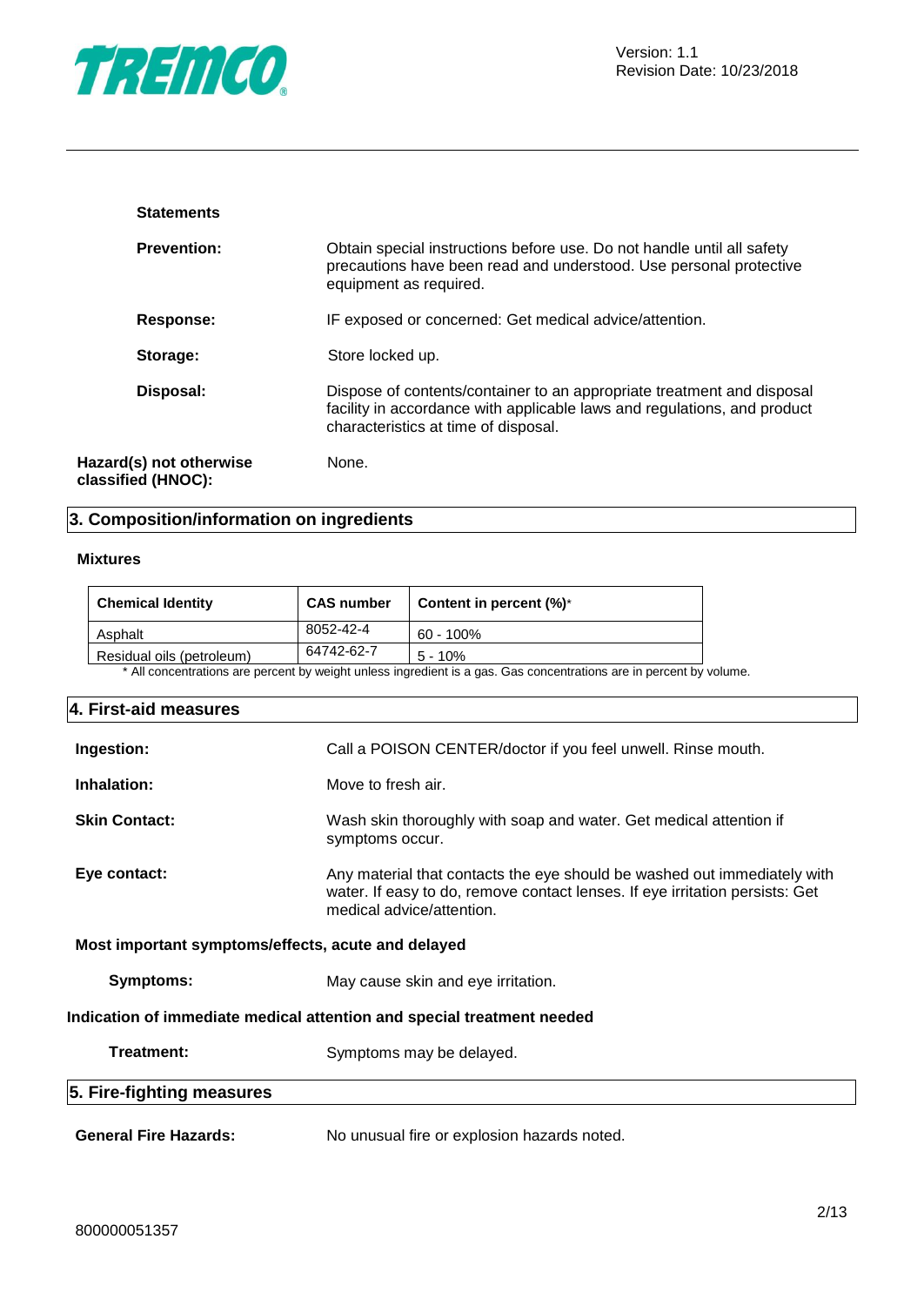**Statements**

**Prevention:** Obtain special instructions before use. Do not handle until all safety precautions have been read and understood. Use personal protective equipment as required.

**Response:** IF exposed or concerned: Get medical advice/attention.

**Storage:** Store locked up.

**Disposal:** Dispose of contents/container to an appropriate treatment and disposal facility in accordance with applicable laws and regulations, and product characteristics at time of disposal.

**Hazard(s) not otherwise classified (HNOC):** None.

## 3. Composition/information on ingredients

**Mixtures**

| Chemical Identity | CAS number | Content in percent (%)* |
|---|---|---|
| Asphalt | 8052-42-4 | 60 - 100% |
| Residual oils (petroleum) | 64742-62-7 | 5 - 10% |

* All concentrations are percent by weight unless ingredient is a gas. Gas concentrations are in percent by volume.

## 4. First-aid measures

**Ingestion:** Call a POISON CENTER/doctor if you feel unwell. Rinse mouth.

**Inhalation:** Move to fresh air.

**Skin Contact:** Wash skin thoroughly with soap and water. Get medical attention if symptoms occur.

**Eye contact:** Any material that contacts the eye should be washed out immediately with water. If easy to do, remove contact lenses. If eye irritation persists: Get medical advice/attention.

**Most important symptoms/effects, acute and delayed**

**Symptoms:** May cause skin and eye irritation.

**Indication of immediate medical attention and special treatment needed**

**Treatment:** Symptoms may be delayed.

## 5. Fire-fighting measures

**General Fire Hazards:** No unusual fire or explosion hazards noted.

800000051357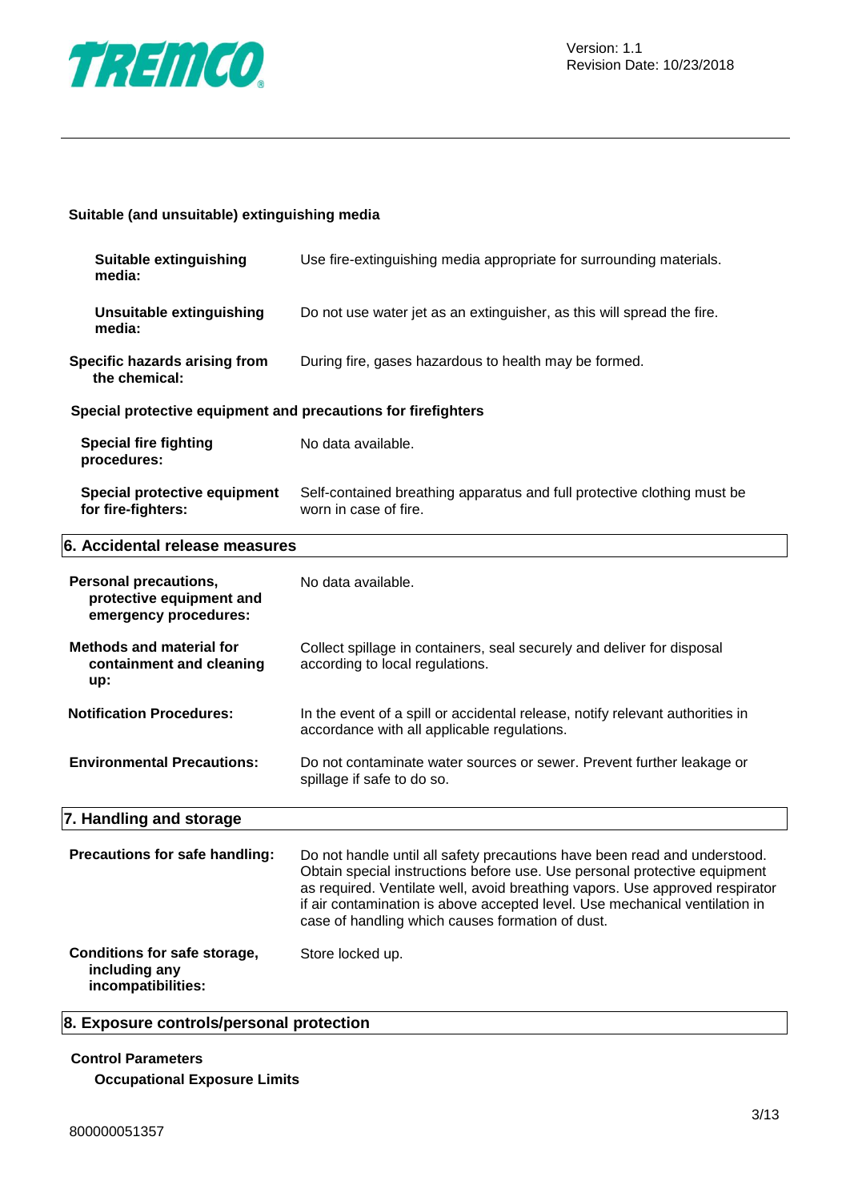**Suitable (and unsuitable) extinguishing media**

**Suitable extinguishing media:** Use fire-extinguishing media appropriate for surrounding materials.

**Unsuitable extinguishing media:** Do not use water jet as an extinguisher, as this will spread the fire.

**Specific hazards arising from the chemical:** During fire, gases hazardous to health may be formed.

**Special protective equipment and precautions for firefighters**

**Special fire fighting procedures:** No data available.

**Special protective equipment for fire-fighters:** Self-contained breathing apparatus and full protective clothing must be worn in case of fire.

## 6. Accidental release measures

**Personal precautions, protective equipment and emergency procedures:** No data available.

**Methods and material for containment and cleaning up:** Collect spillage in containers, seal securely and deliver for disposal according to local regulations.

**Notification Procedures:** In the event of a spill or accidental release, notify relevant authorities in accordance with all applicable regulations.

**Environmental Precautions:** Do not contaminate water sources or sewer. Prevent further leakage or spillage if safe to do so.

## 7. Handling and storage

**Precautions for safe handling:** Do not handle until all safety precautions have been read and understood. Obtain special instructions before use. Use personal protective equipment as required. Ventilate well, avoid breathing vapors. Use approved respirator if air contamination is above accepted level. Use mechanical ventilation in case of handling which causes formation of dust.

**Conditions for safe storage, including any incompatibilities:** Store locked up.

## 8. Exposure controls/personal protection

**Control Parameters**

**Occupational Exposure Limits**

800000051357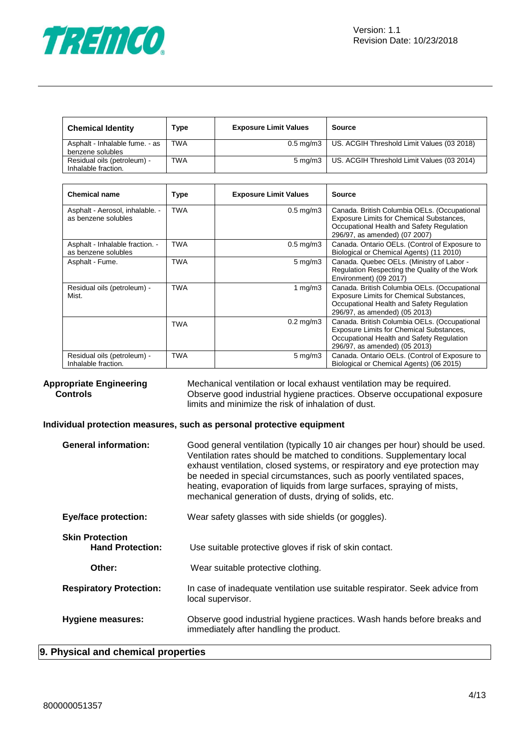| Chemical Identity | Type | Exposure Limit Values | Source |
|---|---|---|---|
| Asphalt - Inhalable fume. - as benzene solubles | TWA | 0.5 mg/m3 | US. ACGIH Threshold Limit Values (03 2018) |
| Residual oils (petroleum) - Inhalable fraction. | TWA | 5 mg/m3 | US. ACGIH Threshold Limit Values (03 2014) |

| Chemical name | Type | Exposure Limit Values | Source |
|---|---|---|---|
| Asphalt - Aerosol, inhalable. - as benzene solubles | TWA | 0.5 mg/m3 | Canada. British Columbia OELs. (Occupational Exposure Limits for Chemical Substances, Occupational Health and Safety Regulation 296/97, as amended) (07 2007) |
| Asphalt - Inhalable fraction. - as benzene solubles | TWA | 0.5 mg/m3 | Canada. Ontario OELs. (Control of Exposure to Biological or Chemical Agents) (11 2010) |
| Asphalt - Fume. | TWA | 5 mg/m3 | Canada. Quebec OELs. (Ministry of Labor - Regulation Respecting the Quality of the Work Environment) (09 2017) |
| Residual oils (petroleum) - Mist. | TWA | 1 mg/m3 | Canada. British Columbia OELs. (Occupational Exposure Limits for Chemical Substances, Occupational Health and Safety Regulation 296/97, as amended) (05 2013) |
| | TWA | 0.2 mg/m3 | Canada. British Columbia OELs. (Occupational Exposure Limits for Chemical Substances, Occupational Health and Safety Regulation 296/97, as amended) (05 2013) |
| Residual oils (petroleum) - Inhalable fraction. | TWA | 5 mg/m3 | Canada. Ontario OELs. (Control of Exposure to Biological or Chemical Agents) (06 2015) |

**Appropriate Engineering Controls**

Mechanical ventilation or local exhaust ventilation may be required. Observe good industrial hygiene practices. Observe occupational exposure limits and minimize the risk of inhalation of dust.

**Individual protection measures, such as personal protective equipment**

**General information:** Good general ventilation (typically 10 air changes per hour) should be used. Ventilation rates should be matched to conditions. Supplementary local exhaust ventilation, closed systems, or respiratory and eye protection may be needed in special circumstances, such as poorly ventilated spaces, heating, evaporation of liquids from large surfaces, spraying of mists, mechanical generation of dusts, drying of solids, etc.

**Eye/face protection:** Wear safety glasses with side shields (or goggles).

**Skin Protection**

**Hand Protection:** Use suitable protective gloves if risk of skin contact.

**Other:** Wear suitable protective clothing.

**Respiratory Protection:** In case of inadequate ventilation use suitable respirator. Seek advice from local supervisor.

**Hygiene measures:** Observe good industrial hygiene practices. Wash hands before breaks and immediately after handling the product.

## 9. Physical and chemical properties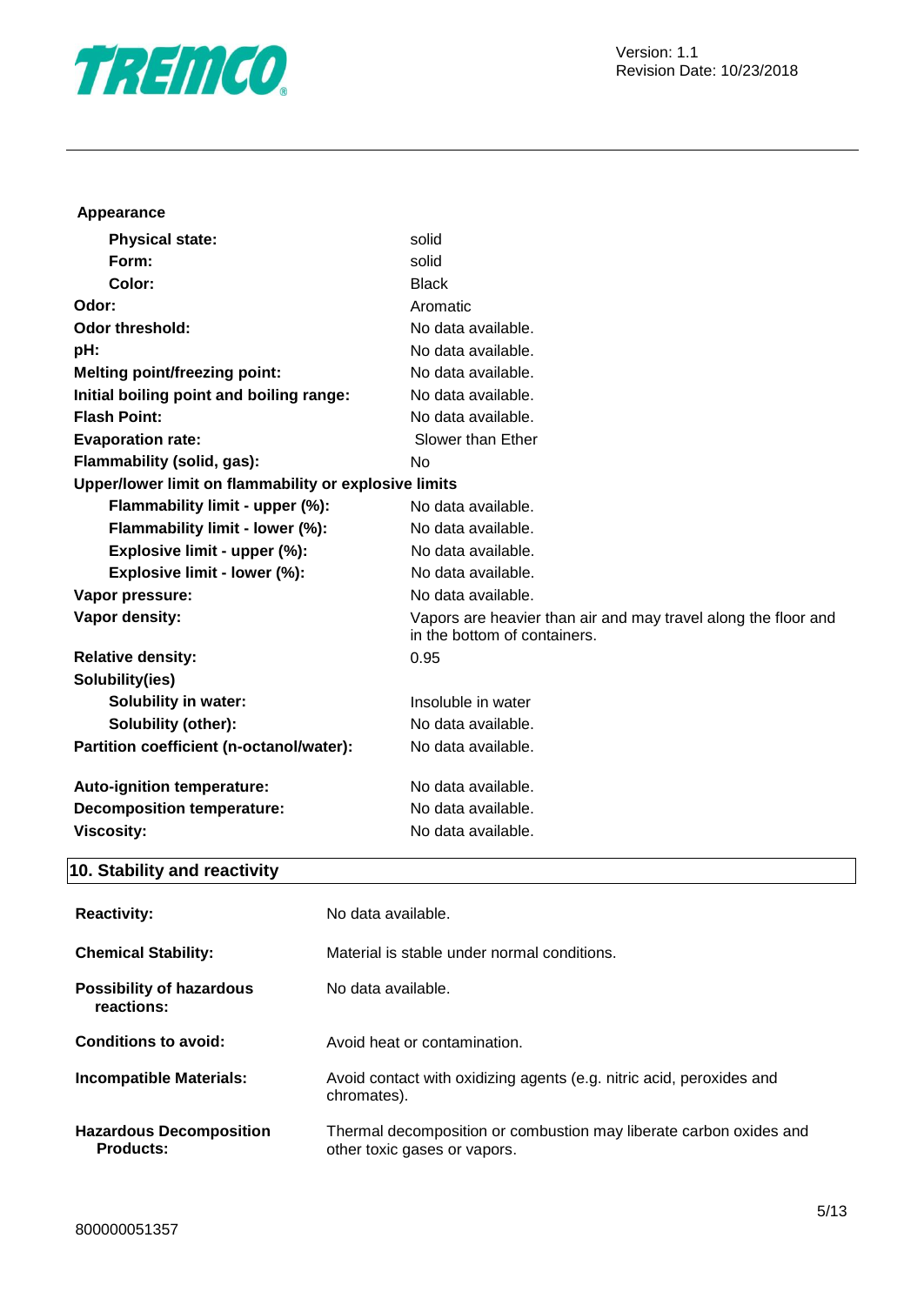**Appearance**

| | |
|---|---|
| **Physical state:** | solid |
| **Form:** | solid |
| **Color:** | Black |
| **Odor:** | Aromatic |
| **Odor threshold:** | No data available. |
| **pH:** | No data available. |
| **Melting point/freezing point:** | No data available. |
| **Initial boiling point and boiling range:** | No data available. |
| **Flash Point:** | No data available. |
| **Evaporation rate:** | Slower than Ether |
| **Flammability (solid, gas):** | No |
| **Upper/lower limit on flammability or explosive limits** | |
| **Flammability limit - upper (%):** | No data available. |
| **Flammability limit - lower (%):** | No data available. |
| **Explosive limit - upper (%):** | No data available. |
| **Explosive limit - lower (%):** | No data available. |
| **Vapor pressure:** | No data available. |
| **Vapor density:** | Vapors are heavier than air and may travel along the floor and in the bottom of containers. |
| **Relative density:** | 0.95 |
| **Solubility(ies)** | |
| **Solubility in water:** | Insoluble in water |
| **Solubility (other):** | No data available. |
| **Partition coefficient (n-octanol/water):** | No data available. |
| **Auto-ignition temperature:** | No data available. |
| **Decomposition temperature:** | No data available. |
| **Viscosity:** | No data available. |

## 10. Stability and reactivity

| | |
|---|---|
| **Reactivity:** | No data available. |
| **Chemical Stability:** | Material is stable under normal conditions. |
| **Possibility of hazardous reactions:** | No data available. |
| **Conditions to avoid:** | Avoid heat or contamination. |
| **Incompatible Materials:** | Avoid contact with oxidizing agents (e.g. nitric acid, peroxides and chromates). |
| **Hazardous Decomposition Products:** | Thermal decomposition or combustion may liberate carbon oxides and other toxic gases or vapors. |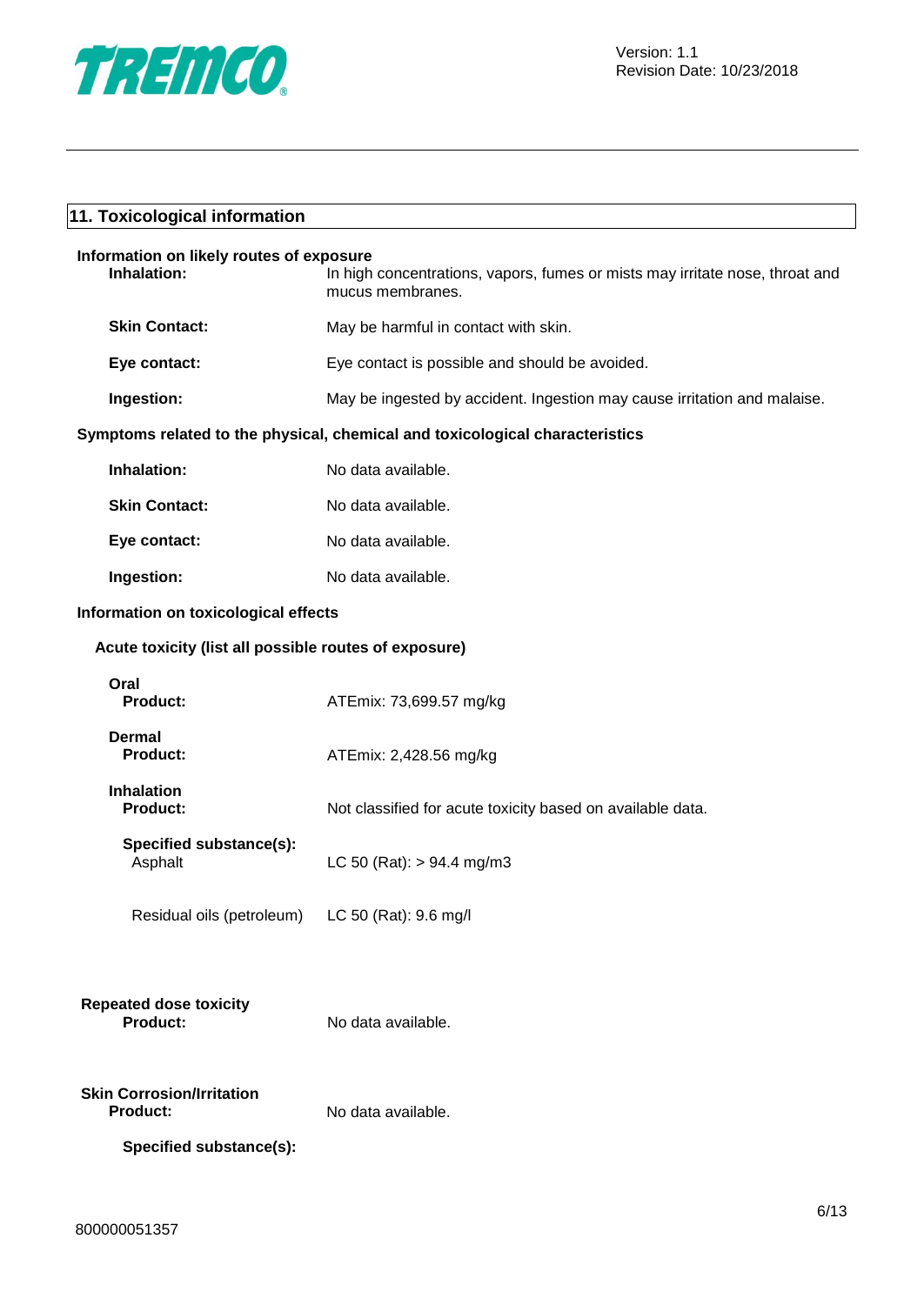## 11. Toxicological information

**Information on likely routes of exposure**

| | |
|---|---|
| **Inhalation:** | In high concentrations, vapors, fumes or mists may irritate nose, throat and mucus membranes. |
| **Skin Contact:** | May be harmful in contact with skin. |
| **Eye contact:** | Eye contact is possible and should be avoided. |
| **Ingestion:** | May be ingested by accident. Ingestion may cause irritation and malaise. |

**Symptoms related to the physical, chemical and toxicological characteristics**

| | |
|---|---|
| **Inhalation:** | No data available. |
| **Skin Contact:** | No data available. |
| **Eye contact:** | No data available. |
| **Ingestion:** | No data available. |

**Information on toxicological effects**

**Acute toxicity (list all possible routes of exposure)**

**Oral**

| | |
|---|---|
| **Product:** | ATEmix: 73,699.57 mg/kg |

**Dermal**

| | |
|---|---|
| **Product:** | ATEmix: 2,428.56 mg/kg |

**Inhalation**

| | |
|---|---|
| **Product:** | Not classified for acute toxicity based on available data. |

**Specified substance(s):**

| | |
|---|---|
| Asphalt | LC 50 (Rat): > 94.4 mg/m3 |
| Residual oils (petroleum) | LC 50 (Rat): 9.6 mg/l |

**Repeated dose toxicity**

| | |
|---|---|
| **Product:** | No data available. |

**Skin Corrosion/Irritation**

| | |
|---|---|
| **Product:** | No data available. |

**Specified substance(s):**

800000051357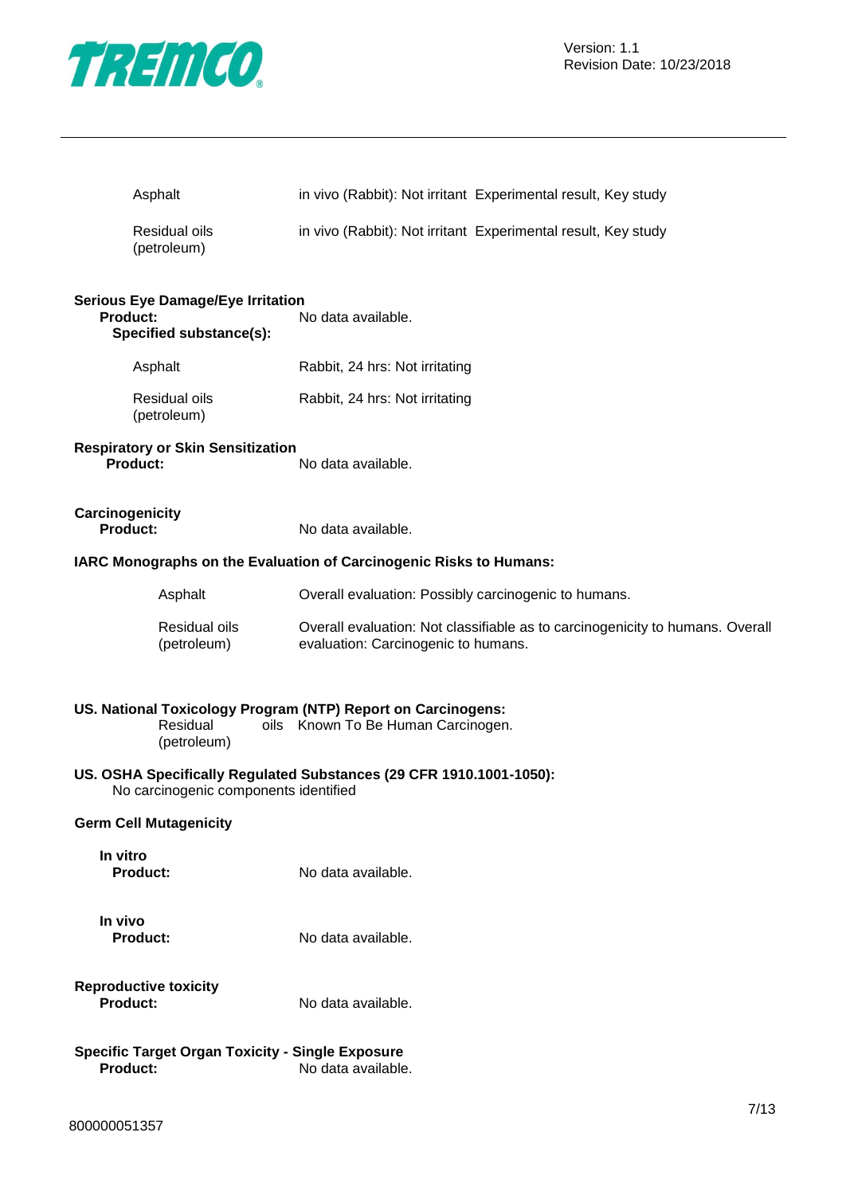| | | |
|---|---|---|
| Asphalt | in vivo (Rabbit): Not irritant | Experimental result, Key study |
| Residual oils (petroleum) | in vivo (Rabbit): Not irritant | Experimental result, Key study |

**Serious Eye Damage/Eye Irritation**

**Product:** No data available.

**Specified substance(s):**

| | |
|---|---|
| Asphalt | Rabbit, 24 hrs: Not irritating |
| Residual oils (petroleum) | Rabbit, 24 hrs: Not irritating |

**Respiratory or Skin Sensitization**

**Product:** No data available.

**Carcinogenicity**

**Product:** No data available.

**IARC Monographs on the Evaluation of Carcinogenic Risks to Humans:**

| | |
|---|---|
| Asphalt | Overall evaluation: Possibly carcinogenic to humans. |
| Residual oils (petroleum) | Overall evaluation: Not classifiable as to carcinogenicity to humans. Overall evaluation: Carcinogenic to humans. |

**US. National Toxicology Program (NTP) Report on Carcinogens:**

| | |
|---|---|
| Residual oils (petroleum) | Known To Be Human Carcinogen. |

**US. OSHA Specifically Regulated Substances (29 CFR 1910.1001-1050):**

No carcinogenic components identified

**Germ Cell Mutagenicity**

**In vitro**

**Product:** No data available.

**In vivo**

**Product:** No data available.

**Reproductive toxicity**

**Product:** No data available.

**Specific Target Organ Toxicity - Single Exposure**

**Product:** No data available.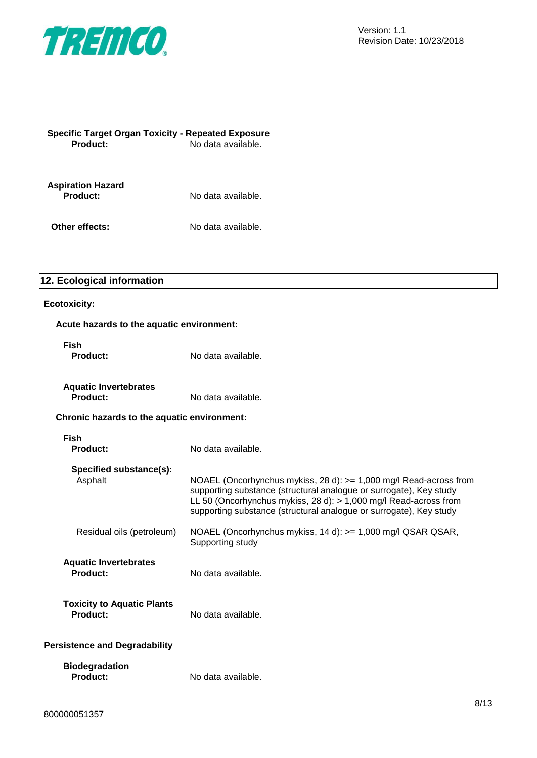**Specific Target Organ Toxicity - Repeated Exposure**

**Product:** No data available.

**Aspiration Hazard**

**Product:** No data available.

**Other effects:** No data available.

## 12. Ecological information

**Ecotoxicity:**

**Acute hazards to the aquatic environment:**

**Fish**

**Product:** No data available.

**Aquatic Invertebrates**

**Product:** No data available.

**Chronic hazards to the aquatic environment:**

**Fish**

**Product:** No data available.

**Specified substance(s):**

| | |
|---|---|
| Asphalt | NOAEL (Oncorhynchus mykiss, 28 d): >= 1,000 mg/l Read-across from supporting substance (structural analogue or surrogate), Key study<br>LL 50 (Oncorhynchus mykiss, 28 d): > 1,000 mg/l Read-across from supporting substance (structural analogue or surrogate), Key study |
| Residual oils (petroleum) | NOAEL (Oncorhynchus mykiss, 14 d): >= 1,000 mg/l QSAR QSAR, Supporting study |

**Aquatic Invertebrates**

**Product:** No data available.

**Toxicity to Aquatic Plants**

**Product:** No data available.

**Persistence and Degradability**

**Biodegradation**

**Product:** No data available.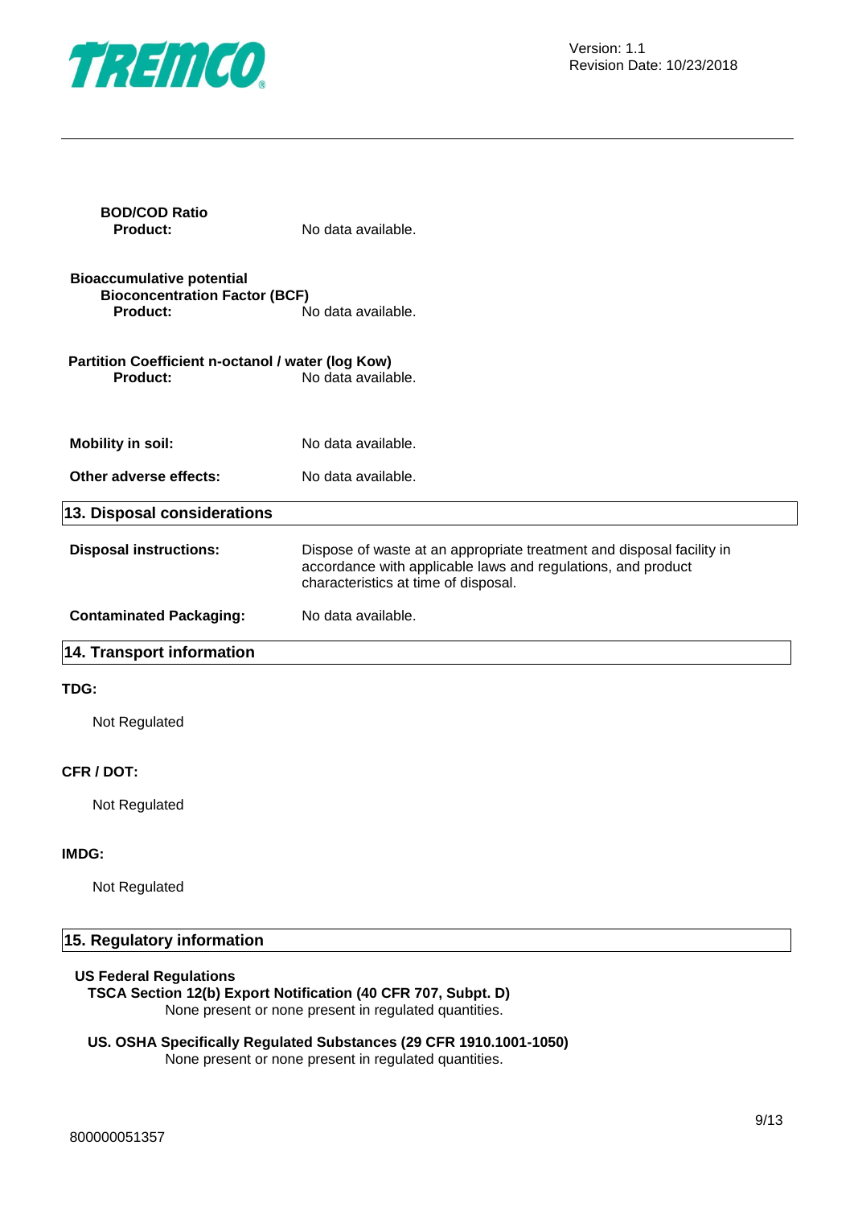**BOD/COD Ratio**

**Product:** No data available.

**Bioaccumulative potential**

**Bioconcentration Factor (BCF)**

**Product:** No data available.

**Partition Coefficient n-octanol / water (log Kow)**

**Product:** No data available.

**Mobility in soil:** No data available.

**Other adverse effects:** No data available.

## 13. Disposal considerations

**Disposal instructions:** Dispose of waste at an appropriate treatment and disposal facility in accordance with applicable laws and regulations, and product characteristics at time of disposal.

**Contaminated Packaging:** No data available.

## 14. Transport information

**TDG:**

Not Regulated

**CFR / DOT:**

Not Regulated

**IMDG:**

Not Regulated

## 15. Regulatory information

**US Federal Regulations**

**TSCA Section 12(b) Export Notification (40 CFR 707, Subpt. D)**

None present or none present in regulated quantities.

**US. OSHA Specifically Regulated Substances (29 CFR 1910.1001-1050)**

None present or none present in regulated quantities.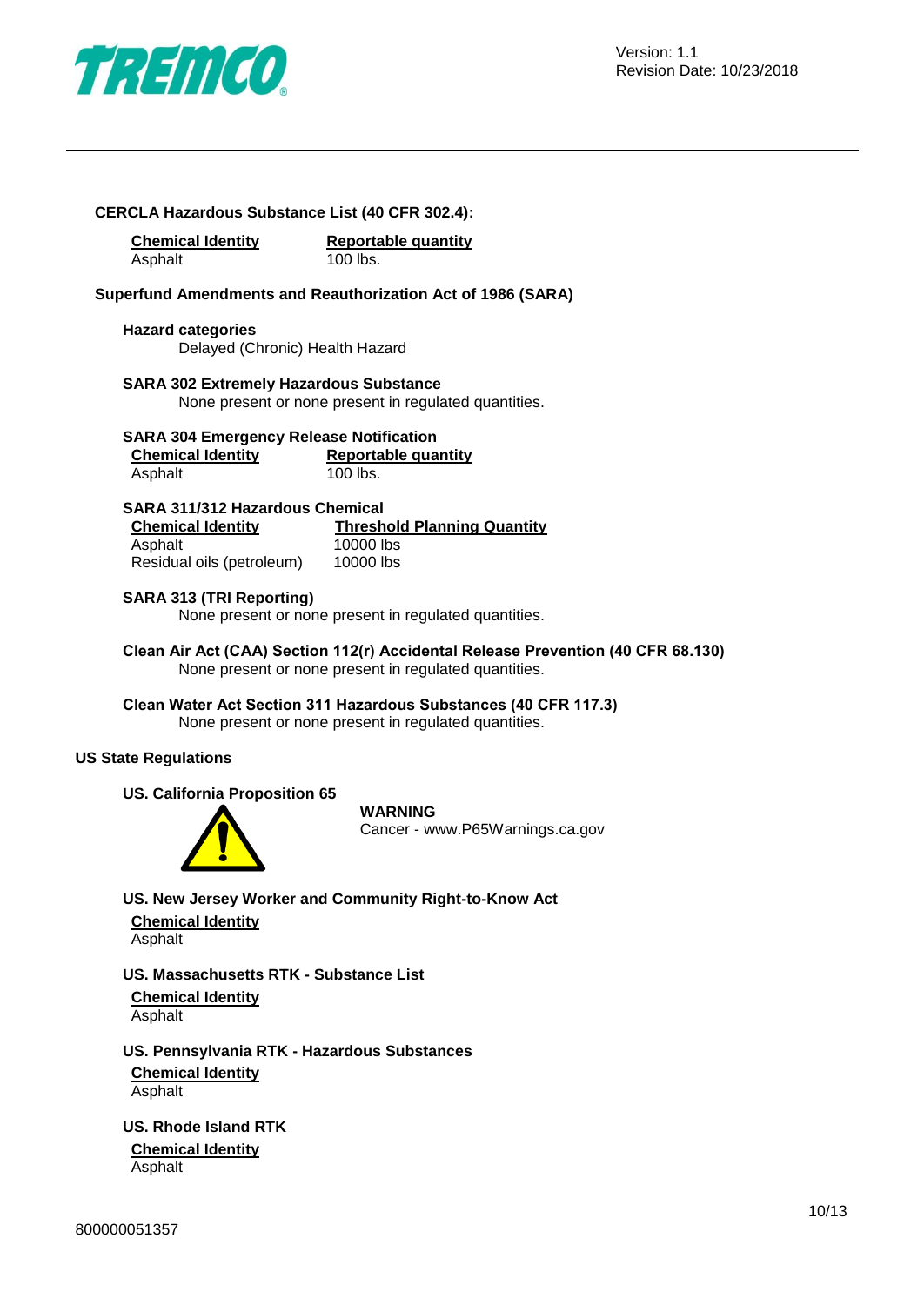**CERCLA Hazardous Substance List (40 CFR 302.4):**

| Chemical Identity | Reportable quantity |
|---|---|
| Asphalt | 100 lbs. |

**Superfund Amendments and Reauthorization Act of 1986 (SARA)**

**Hazard categories**

Delayed (Chronic) Health Hazard

**SARA 302 Extremely Hazardous Substance**

None present or none present in regulated quantities.

**SARA 304 Emergency Release Notification**

| Chemical Identity | Reportable quantity |
|---|---|
| Asphalt | 100 lbs. |

**SARA 311/312 Hazardous Chemical**

| Chemical Identity | Threshold Planning Quantity |
|---|---|
| Asphalt | 10000 lbs |
| Residual oils (petroleum) | 10000 lbs |

**SARA 313 (TRI Reporting)**

None present or none present in regulated quantities.

**Clean Air Act (CAA) Section 112(r) Accidental Release Prevention (40 CFR 68.130)**

None present or none present in regulated quantities.

**Clean Water Act Section 311 Hazardous Substances (40 CFR 117.3)**

None present or none present in regulated quantities.

**US State Regulations**

**US. California Proposition 65**

**WARNING**

Cancer - www.P65Warnings.ca.gov

**US. New Jersey Worker and Community Right-to-Know Act**

**Chemical Identity**

Asphalt

**US. Massachusetts RTK - Substance List**

**Chemical Identity**

Asphalt

**US. Pennsylvania RTK - Hazardous Substances**

**Chemical Identity**

Asphalt

**US. Rhode Island RTK**

**Chemical Identity**

Asphalt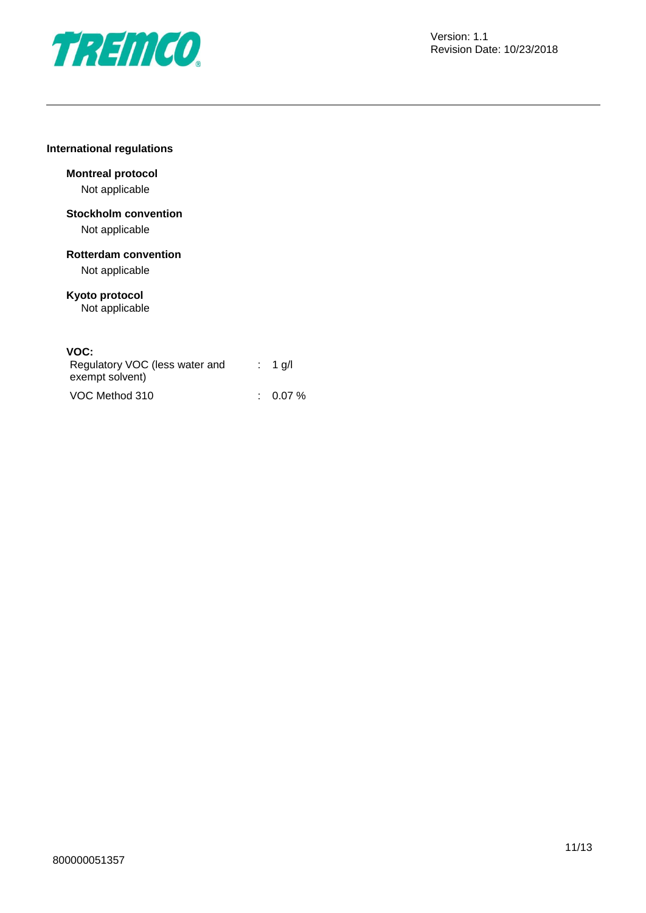## International regulations

### Montreal protocol

Not applicable

### Stockholm convention

Not applicable

### Rotterdam convention

Not applicable

### Kyoto protocol

Not applicable

### VOC:

| | | |
|---|---|---|
| Regulatory VOC (less water and exempt solvent) | : | 1 g/l |
| VOC Method 310 | : | 0.07 % |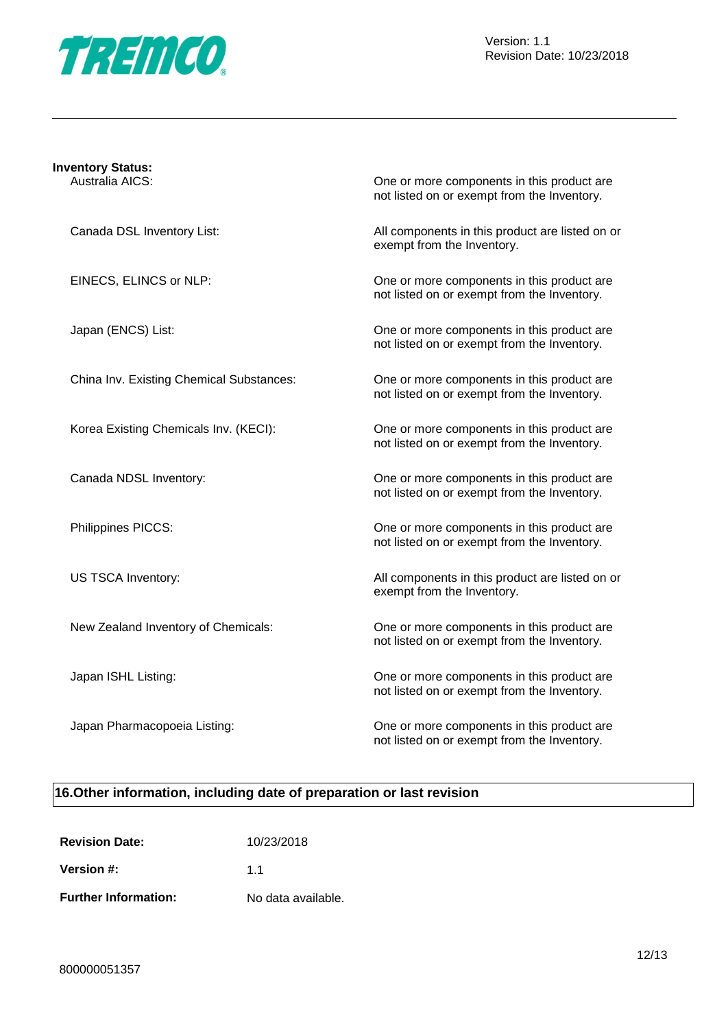**Inventory Status:**

| | |
|---|---|
| Australia AICS: | One or more components in this product are not listed on or exempt from the Inventory. |
| Canada DSL Inventory List: | All components in this product are listed on or exempt from the Inventory. |
| EINECS, ELINCS or NLP: | One or more components in this product are not listed on or exempt from the Inventory. |
| Japan (ENCS) List: | One or more components in this product are not listed on or exempt from the Inventory. |
| China Inv. Existing Chemical Substances: | One or more components in this product are not listed on or exempt from the Inventory. |
| Korea Existing Chemicals Inv. (KECI): | One or more components in this product are not listed on or exempt from the Inventory. |
| Canada NDSL Inventory: | One or more components in this product are not listed on or exempt from the Inventory. |
| Philippines PICCS: | One or more components in this product are not listed on or exempt from the Inventory. |
| US TSCA Inventory: | All components in this product are listed on or exempt from the Inventory. |
| New Zealand Inventory of Chemicals: | One or more components in this product are not listed on or exempt from the Inventory. |
| Japan ISHL Listing: | One or more components in this product are not listed on or exempt from the Inventory. |
| Japan Pharmacopoeia Listing: | One or more components in this product are not listed on or exempt from the Inventory. |

## 16.Other information, including date of preparation or last revision

| | |
|---|---|
| **Revision Date:** | 10/23/2018 |
| **Version #:** | 1.1 |
| **Further Information:** | No data available. |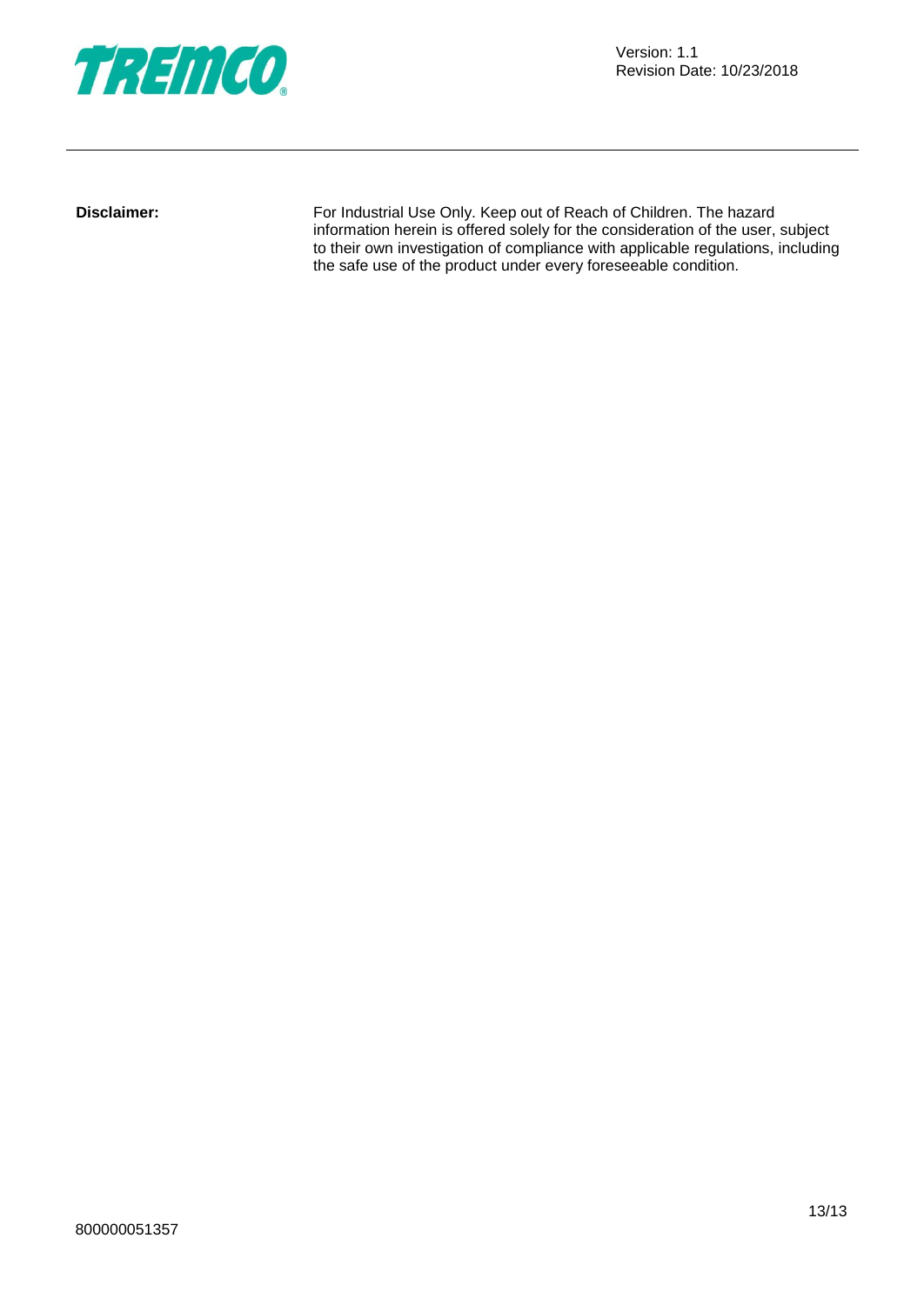**Disclaimer:** For Industrial Use Only. Keep out of Reach of Children. The hazard information herein is offered solely for the consideration of the user, subject to their own investigation of compliance with applicable regulations, including the safe use of the product under every foreseeable condition.